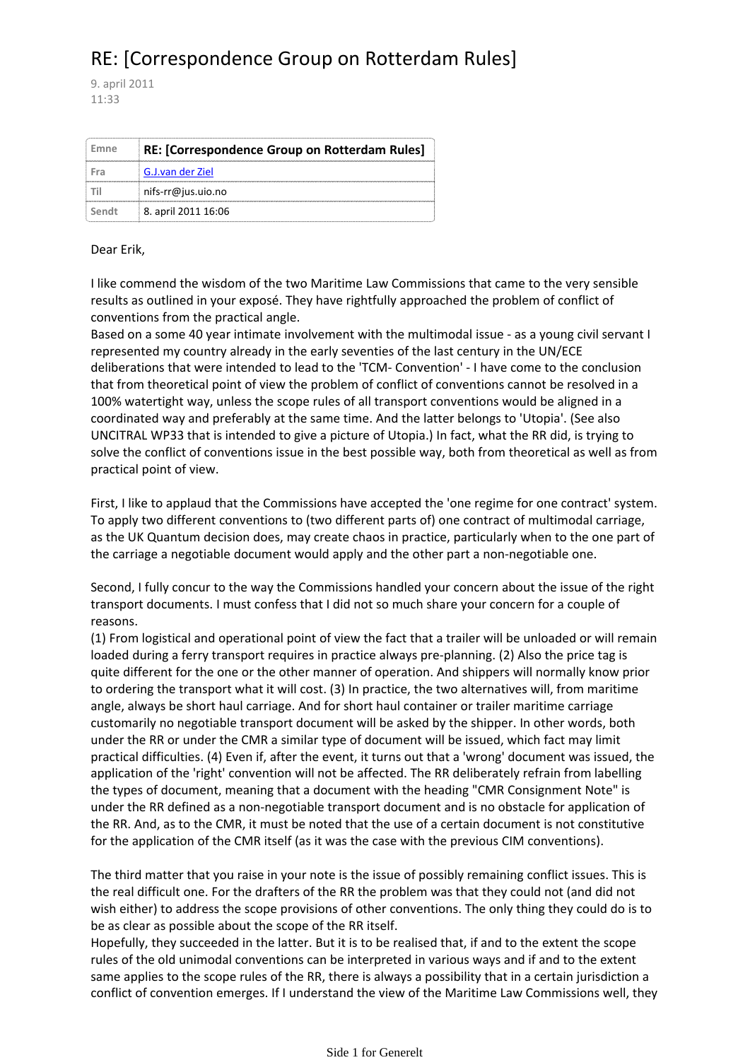# RE: [Correspondence Group on Rotterdam Rules]

9. april 2011
11:33

| Emne | RE: [Correspondence Group on Rotterdam Rules] |
|---|---|
| Fra | G.J.van der Ziel |
| Til | nifs-rr@jus.uio.no |
| Sendt | 8. april 2011 16:06 |

Dear Erik,

I like commend the wisdom of the two Maritime Law Commissions that came to the very sensible results as outlined in your exposé. They have rightfully approached the problem of conflict of conventions from the practical angle.
Based on a some 40 year intimate involvement with the multimodal issue - as a young civil servant I represented my country already in the early seventies of the last century in the UN/ECE deliberations that were intended to lead to the 'TCM- Convention' - I have come to the conclusion that from theoretical point of view the problem of conflict of conventions cannot be resolved in a 100% watertight way, unless the scope rules of all transport conventions would be aligned in a coordinated way and preferably at the same time. And the latter belongs to 'Utopia'. (See also UNCITRAL WP33 that is intended to give a picture of Utopia.) In fact, what the RR did, is trying to solve the conflict of conventions issue in the best possible way, both from theoretical as well as from practical point of view.

First, I like to applaud that the Commissions have accepted the 'one regime for one contract' system. To apply two different conventions to (two different parts of) one contract of multimodal carriage, as the UK Quantum decision does, may create chaos in practice, particularly when to the one part of the carriage a negotiable document would apply and the other part a non-negotiable one.

Second, I fully concur to the way the Commissions handled your concern about the issue of the right transport documents. I must confess that I did not so much share your concern for a couple of reasons.
(1) From logistical and operational point of view the fact that a trailer will be unloaded or will remain loaded during a ferry transport requires in practice always pre-planning. (2) Also the price tag is quite different for the one or the other manner of operation. And shippers will normally know prior to ordering the transport what it will cost. (3) In practice, the two alternatives will, from maritime angle, always be short haul carriage. And for short haul container or trailer maritime carriage customarily no negotiable transport document will be asked by the shipper. In other words, both under the RR or under the CMR a similar type of document will be issued, which fact may limit practical difficulties. (4) Even if, after the event, it turns out that a 'wrong' document was issued, the application of the 'right' convention will not be affected. The RR deliberately refrain from labelling the types of document, meaning that a document with the heading "CMR Consignment Note" is under the RR defined as a non-negotiable transport document and is no obstacle for application of the RR. And, as to the CMR, it must be noted that the use of a certain document is not constitutive for the application of the CMR itself (as it was the case with the previous CIM conventions).

The third matter that you raise in your note is the issue of possibly remaining conflict issues. This is the real difficult one. For the drafters of the RR the problem was that they could not (and did not wish either) to address the scope provisions of other conventions. The only thing they could do is to be as clear as possible about the scope of the RR itself.
Hopefully, they succeeded in the latter. But it is to be realised that, if and to the extent the scope rules of the old unimodal conventions can be interpreted in various ways and if and to the extent same applies to the scope rules of the RR, there is always a possibility that in a certain jurisdiction a conflict of convention emerges. If I understand the view of the Maritime Law Commissions well, they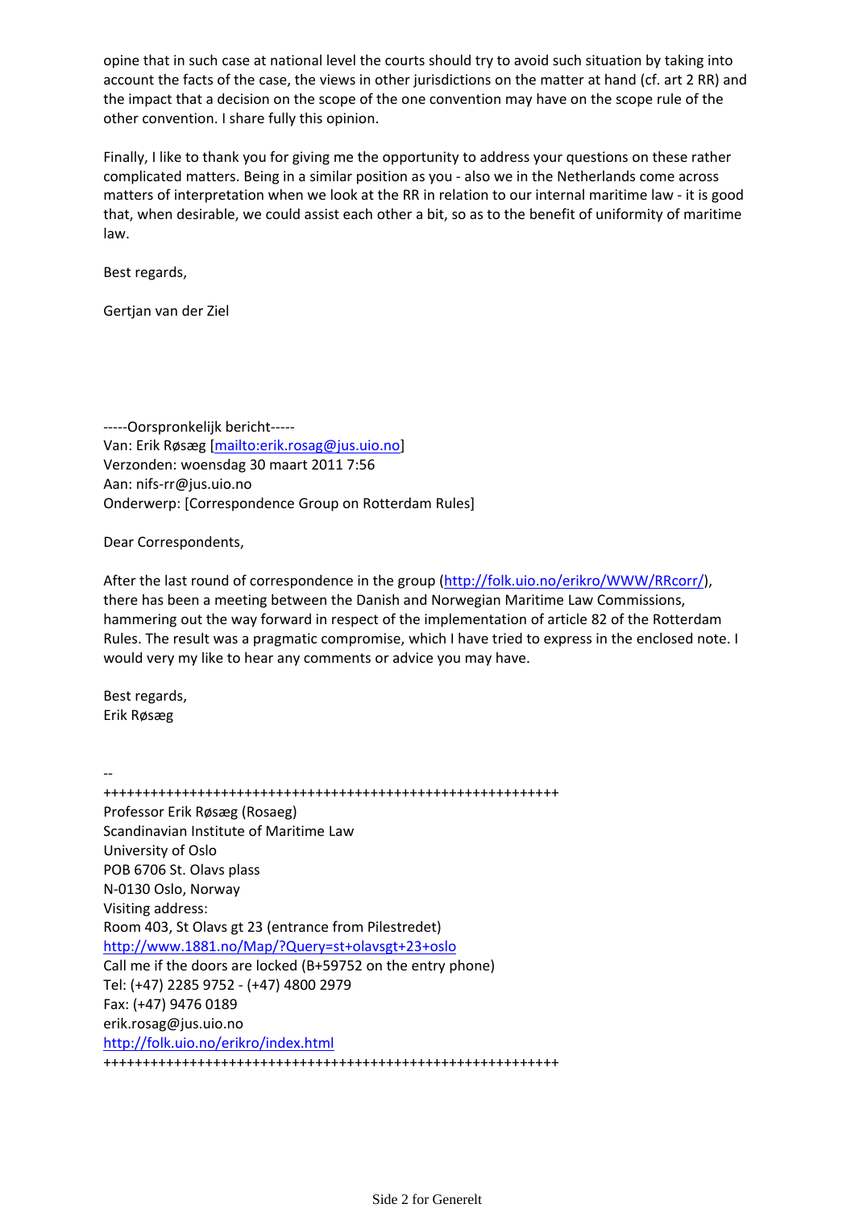opine that in such case at national level the courts should try to avoid such situation by taking into account the facts of the case, the views in other jurisdictions on the matter at hand (cf. art 2 RR) and the impact that a decision on the scope of the one convention may have on the scope rule of the other convention. I share fully this opinion.

Finally, I like to thank you for giving me the opportunity to address your questions on these rather complicated matters. Being in a similar position as you - also we in the Netherlands come across matters of interpretation when we look at the RR in relation to our internal maritime law - it is good that, when desirable, we could assist each other a bit, so as to the benefit of uniformity of maritime law.

Best regards,

Gertjan van der Ziel

-----Oorspronkelijk bericht-----
Van: Erik Røsæg [mailto:erik.rosag@jus.uio.no]
Verzonden: woensdag 30 maart 2011 7:56
Aan: nifs-rr@jus.uio.no
Onderwerp: [Correspondence Group on Rotterdam Rules]

Dear Correspondents,

After the last round of correspondence in the group (http://folk.uio.no/erikro/WWW/RRcorr/), there has been a meeting between the Danish and Norwegian Maritime Law Commissions, hammering out the way forward in respect of the implementation of article 82 of the Rotterdam Rules. The result was a pragmatic compromise, which I have tried to express in the enclosed note. I would very my like to hear any comments or advice you may have.

Best regards,
Erik Røsæg

--
++++++++++++++++++++++++++++++++++++++++++++++++++++++++++
Professor Erik Røsæg (Rosaeg)
Scandinavian Institute of Maritime Law
University of Oslo
POB 6706 St. Olavs plass
N-0130 Oslo, Norway
Visiting address:
Room 403, St Olavs gt 23 (entrance from Pilestredet)
http://www.1881.no/Map/?Query=st+olavsgt+23+oslo
Call me if the doors are locked (B+59752 on the entry phone)
Tel: (+47) 2285 9752 - (+47) 4800 2979
Fax: (+47) 9476 0189
erik.rosag@jus.uio.no
http://folk.uio.no/erikro/index.html
++++++++++++++++++++++++++++++++++++++++++++++++++++++++++